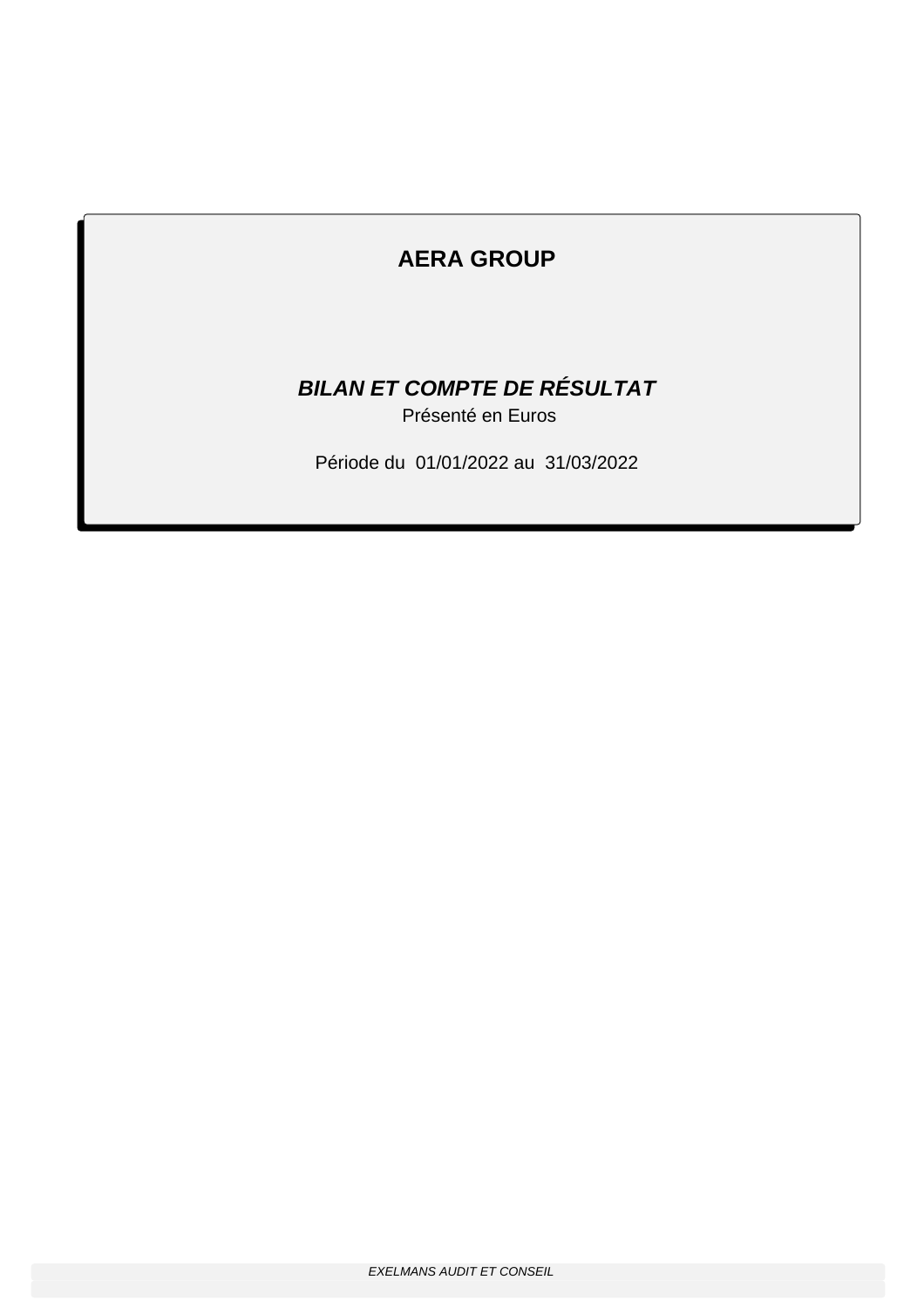# AERA GROUP

***BILAN ET COMPTE DE RÉSULTAT***

Présenté en Euros

Période du 01/01/2022 au 31/03/2022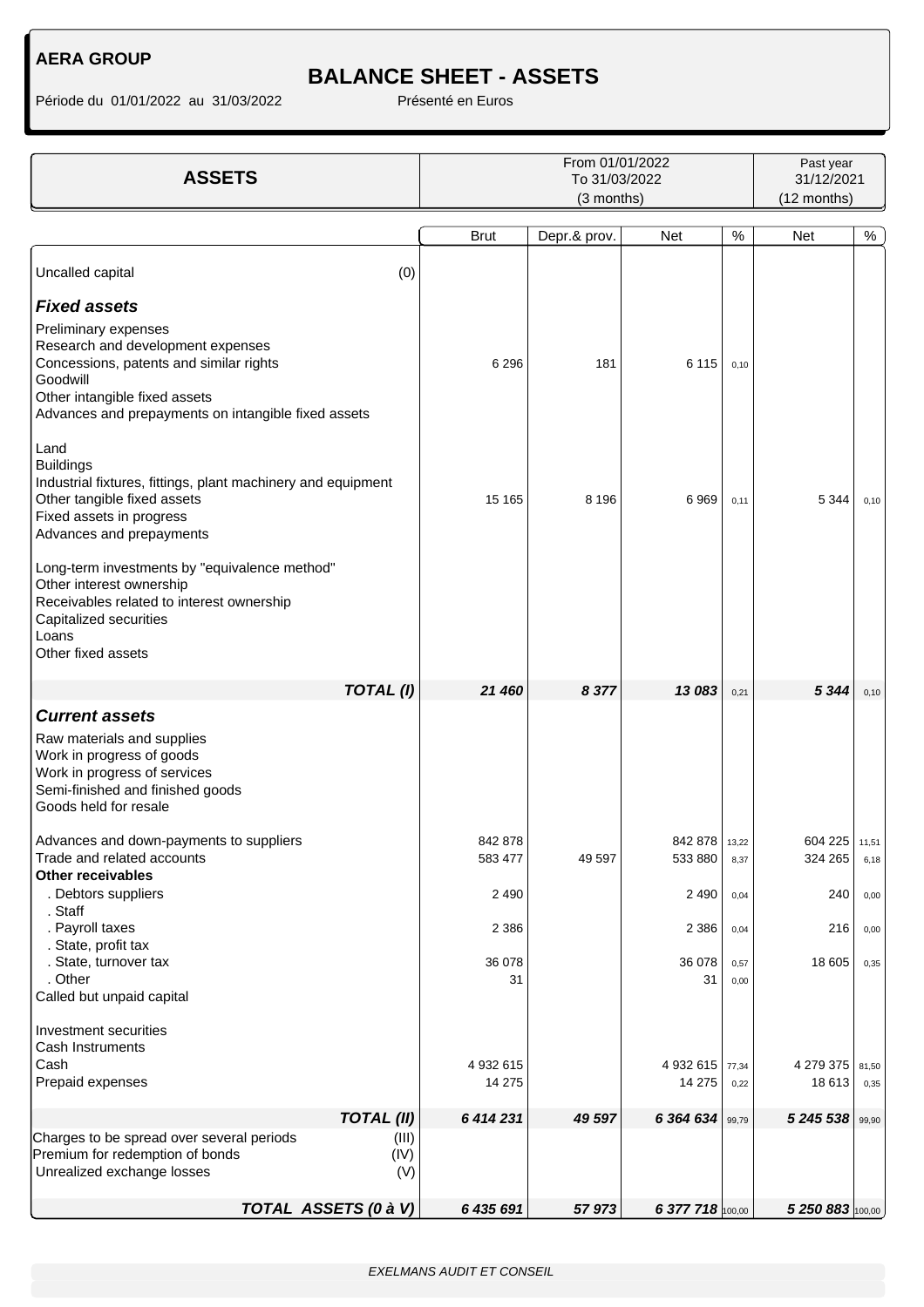**AERA GROUP**

# BALANCE SHEET - ASSETS

Période du 01/01/2022 au 31/03/2022 Présenté en Euros

| ASSETS | From 01/01/2022 To 31/03/2022 (3 months) | | | | Past year 31/12/2021 (12 months) | |
|---|---|---|---|---|---|---|
| | Brut | Depr.& prov. | Net | % | Net | % |
| Uncalled capital (0) | | | | | | |
| ***Fixed assets*** | | | | | | |
| Preliminary expenses | | | | | | |
| Research and development expenses | | | | | | |
| Concessions, patents and similar rights | 6 296 | 181 | 6 115 | 0,10 | | |
| Goodwill | | | | | | |
| Other intangible fixed assets | | | | | | |
| Advances and prepayments on intangible fixed assets | | | | | | |
| Land | | | | | | |
| Buildings | | | | | | |
| Industrial fixtures, fittings, plant machinery and equipment | | | | | | |
| Other tangible fixed assets | 15 165 | 8 196 | 6 969 | 0,11 | 5 344 | 0,10 |
| Fixed assets in progress | | | | | | |
| Advances and prepayments | | | | | | |
| Long-term investments by "equivalence method" | | | | | | |
| Other interest ownership | | | | | | |
| Receivables related to interest ownership | | | | | | |
| Capitalized securities | | | | | | |
| Loans | | | | | | |
| Other fixed assets | | | | | | |
| ***TOTAL (I)*** | ***21 460*** | ***8 377*** | ***13 083*** | 0,21 | ***5 344*** | 0,10 |
| ***Current assets*** | | | | | | |
| Raw materials and supplies | | | | | | |
| Work in progress of goods | | | | | | |
| Work in progress of services | | | | | | |
| Semi-finished and finished goods | | | | | | |
| Goods held for resale | | | | | | |
| Advances and down-payments to suppliers | 842 878 | | 842 878 | 13,22 | 604 225 | 11,51 |
| Trade and related accounts | 583 477 | 49 597 | 533 880 | 8,37 | 324 265 | 6,18 |
| **Other receivables** | | | | | | |
| . Debtors suppliers | 2 490 | | 2 490 | 0,04 | 240 | 0,00 |
| . Staff | | | | | | |
| . Payroll taxes | 2 386 | | 2 386 | 0,04 | 216 | 0,00 |
| . State, profit tax | | | | | | |
| . State, turnover tax | 36 078 | | 36 078 | 0,57 | 18 605 | 0,35 |
| . Other | 31 | | 31 | 0,00 | | |
| Called but unpaid capital | | | | | | |
| Investment securities | | | | | | |
| Cash Instruments | | | | | | |
| Cash | 4 932 615 | | 4 932 615 | 77,34 | 4 279 375 | 81,50 |
| Prepaid expenses | 14 275 | | 14 275 | 0,22 | 18 613 | 0,35 |
| ***TOTAL (II)*** | ***6 414 231*** | ***49 597*** | ***6 364 634*** | 99,79 | ***5 245 538*** | 99,90 |
| Charges to be spread over several periods (III) | | | | | | |
| Premium for redemption of bonds (IV) | | | | | | |
| Unrealized exchange losses (V) | | | | | | |
| ***TOTAL ASSETS (0 à V)*** | ***6 435 691*** | ***57 973*** | ***6 377 718*** | 100,00 | ***5 250 883*** | 100,00 |

*EXELMANS AUDIT ET CONSEIL*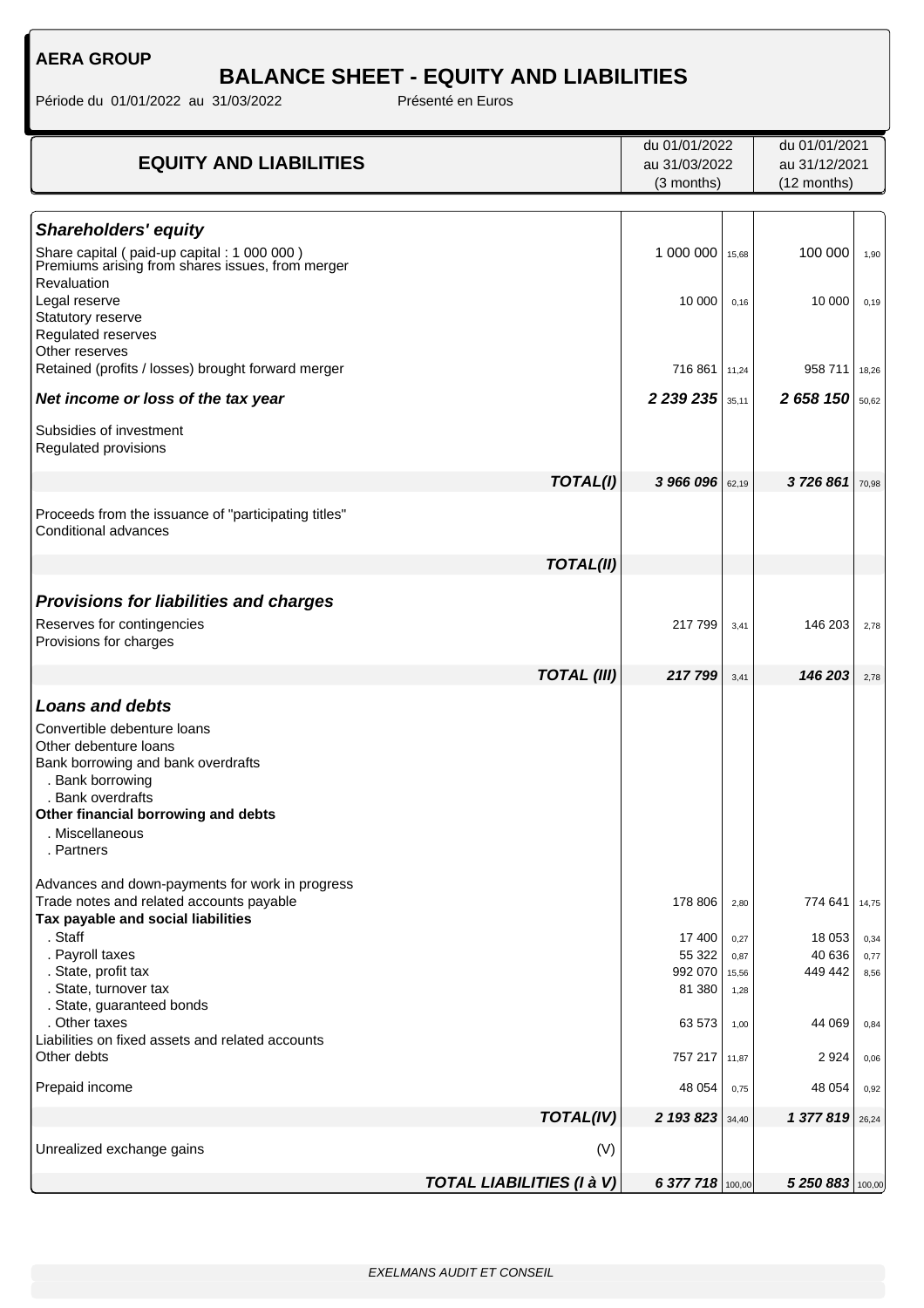**AERA GROUP**

# BALANCE SHEET - EQUITY AND LIABILITIES

Période du 01/01/2022 au 31/03/2022 Présenté en Euros

| EQUITY AND LIABILITIES | du 01/01/2022 au 31/03/2022 (3 months) | % | du 01/01/2021 au 31/12/2021 (12 months) | % |
|---|---|---|---|---|
| ***Shareholders' equity*** | | | | |
| Share capital ( paid-up capital : 1 000 000 ) | 1 000 000 | 15,68 | 100 000 | 1,90 |
| Premiums arising from shares issues, from merger | | | | |
| Revaluation | | | | |
| Legal reserve | 10 000 | 0,16 | 10 000 | 0,19 |
| Statutory reserve | | | | |
| Regulated reserves | | | | |
| Other reserves | | | | |
| Retained (profits / losses) brought forward merger | 716 861 | 11,24 | 958 711 | 18,26 |
| ***Net income or loss of the tax year*** | ***2 239 235*** | 35,11 | ***2 658 150*** | 50,62 |
| Subsidies of investment | | | | |
| Regulated provisions | | | | |
| ***TOTAL(I)*** | ***3 966 096*** | 62,19 | ***3 726 861*** | 70,98 |
| Proceeds from the issuance of "participating titles" | | | | |
| Conditional advances | | | | |
| ***TOTAL(II)*** | | | | |
| ***Provisions for liabilities and charges*** | | | | |
| Reserves for contingencies | 217 799 | 3,41 | 146 203 | 2,78 |
| Provisions for charges | | | | |
| ***TOTAL (III)*** | ***217 799*** | 3,41 | ***146 203*** | 2,78 |
| ***Loans and debts*** | | | | |
| Convertible debenture loans | | | | |
| Other debenture loans | | | | |
| Bank borrowing and bank overdrafts | | | | |
| . Bank borrowing | | | | |
| . Bank overdrafts | | | | |
| **Other financial borrowing and debts** | | | | |
| . Miscellaneous | | | | |
| . Partners | | | | |
| Advances and down-payments for work in progress | | | | |
| Trade notes and related accounts payable | 178 806 | 2,80 | 774 641 | 14,75 |
| **Tax payable and social liabilities** | | | | |
| . Staff | 17 400 | 0,27 | 18 053 | 0,34 |
| . Payroll taxes | 55 322 | 0,87 | 40 636 | 0,77 |
| . State, profit tax | 992 070 | 15,56 | 449 442 | 8,56 |
| . State, turnover tax | 81 380 | 1,28 | | |
| . State, guaranteed bonds | | | | |
| . Other taxes | 63 573 | 1,00 | 44 069 | 0,84 |
| Liabilities on fixed assets and related accounts | | | | |
| Other debts | 757 217 | 11,87 | 2 924 | 0,06 |
| Prepaid income | 48 054 | 0,75 | 48 054 | 0,92 |
| ***TOTAL(IV)*** | ***2 193 823*** | 34,40 | ***1 377 819*** | 26,24 |
| Unrealized exchange gains (V) | | | | |
| ***TOTAL LIABILITIES (I à V)*** | ***6 377 718*** | 100,00 | ***5 250 883*** | 100,00 |

*EXELMANS AUDIT ET CONSEIL*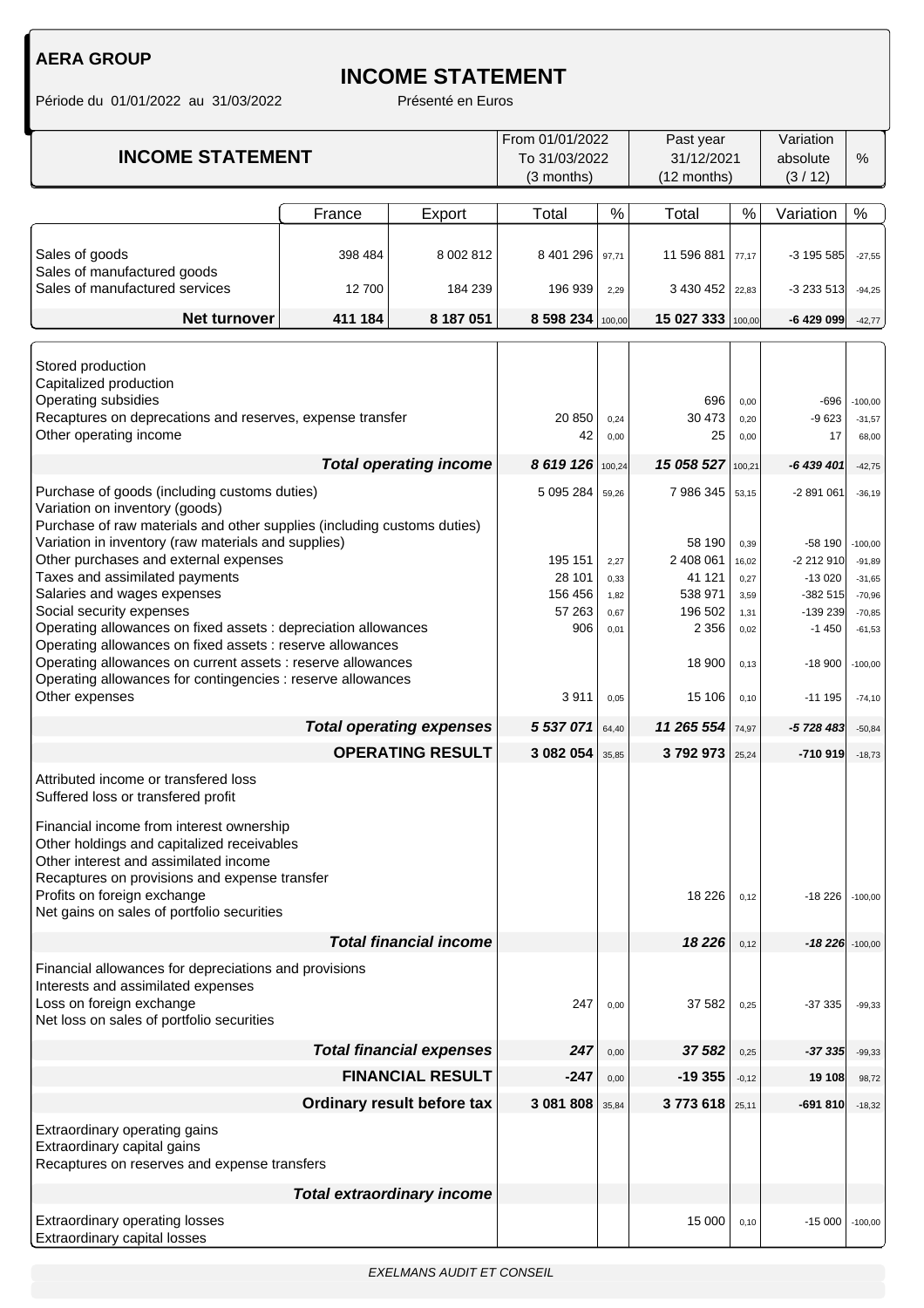**AERA GROUP**

# INCOME STATEMENT

Période du 01/01/2022 au 31/03/2022 Présenté en Euros

| INCOME STATEMENT | | | From 01/01/2022 To 31/03/2022 (3 months) | | Past year 31/12/2021 (12 months) | | Variation absolute (3 / 12) | % |
|---|---|---|---|---|---|---|---|---|
| | France | Export | Total | % | Total | % | Variation | % |
| Sales of goods | 398 484 | 8 002 812 | 8 401 296 | 97,71 | 11 596 881 | 77,17 | -3 195 585 | -27,55 |
| Sales of manufactured goods | | | | | | | | |
| Sales of manufactured services | 12 700 | 184 239 | 196 939 | 2,29 | 3 430 452 | 22,83 | -3 233 513 | -94,25 |
| **Net turnover** | **411 184** | **8 187 051** | **8 598 234** | 100,00 | **15 027 333** | 100,00 | **-6 429 099** | -42,77 |
| Stored production | | | | | | | | |
| Capitalized production | | | | | | | | |
| Operating subsidies | | | | | 696 | 0,00 | -696 | -100,00 |
| Recaptures on deprecations and reserves, expense transfer | | | 20 850 | 0,24 | 30 473 | 0,20 | -9 623 | -31,57 |
| Other operating income | | | 42 | 0,00 | 25 | 0,00 | 17 | 68,00 |
| ***Total operating income*** | | | ***8 619 126*** | 100,24 | ***15 058 527*** | 100,21 | ***-6 439 401*** | -42,75 |
| Purchase of goods (including customs duties) | | | 5 095 284 | 59,26 | 7 986 345 | 53,15 | -2 891 061 | -36,19 |
| Variation on inventory (goods) | | | | | | | | |
| Purchase of raw materials and other supplies (including customs duties) | | | | | | | | |
| Variation in inventory (raw materials and supplies) | | | | | 58 190 | 0,39 | -58 190 | -100,00 |
| Other purchases and external expenses | | | 195 151 | 2,27 | 2 408 061 | 16,02 | -2 212 910 | -91,89 |
| Taxes and assimilated payments | | | 28 101 | 0,33 | 41 121 | 0,27 | -13 020 | -31,65 |
| Salaries and wages expenses | | | 156 456 | 1,82 | 538 971 | 3,59 | -382 515 | -70,96 |
| Social security expenses | | | 57 263 | 0,67 | 196 502 | 1,31 | -139 239 | -70,85 |
| Operating allowances on fixed assets : depreciation allowances | | | 906 | 0,01 | 2 356 | 0,02 | -1 450 | -61,53 |
| Operating allowances on fixed assets : reserve allowances | | | | | | | | |
| Operating allowances on current assets : reserve allowances | | | | | 18 900 | 0,13 | -18 900 | -100,00 |
| Operating allowances for contingencies : reserve allowances | | | | | | | | |
| Other expenses | | | 3 911 | 0,05 | 15 106 | 0,10 | -11 195 | -74,10 |
| ***Total operating expenses*** | | | ***5 537 071*** | 64,40 | ***11 265 554*** | 74,97 | ***-5 728 483*** | -50,84 |
| **OPERATING RESULT** | | | **3 082 054** | 35,85 | **3 792 973** | 25,24 | **-710 919** | -18,73 |
| Attributed income or transfered loss | | | | | | | | |
| Suffered loss or transfered profit | | | | | | | | |
| Financial income from interest ownership | | | | | | | | |
| Other holdings and capitalized receivables | | | | | | | | |
| Other interest and assimilated income | | | | | | | | |
| Recaptures on provisions and expense transfer | | | | | | | | |
| Profits on foreign exchange | | | | | 18 226 | 0,12 | -18 226 | -100,00 |
| Net gains on sales of portfolio securities | | | | | | | | |
| ***Total financial income*** | | | | | ***18 226*** | 0,12 | ***-18 226*** | -100,00 |
| Financial allowances for depreciations and provisions | | | | | | | | |
| Interests and assimilated expenses | | | | | | | | |
| Loss on foreign exchange | | | 247 | 0,00 | 37 582 | 0,25 | -37 335 | -99,33 |
| Net loss on sales of portfolio securities | | | | | | | | |
| ***Total financial expenses*** | | | ***247*** | 0,00 | ***37 582*** | 0,25 | ***-37 335*** | -99,33 |
| **FINANCIAL RESULT** | | | **-247** | 0,00 | **-19 355** | -0,12 | **19 108** | 98,72 |
| **Ordinary result before tax** | | | **3 081 808** | 35,84 | **3 773 618** | 25,11 | **-691 810** | -18,32 |
| Extraordinary operating gains | | | | | | | | |
| Extraordinary capital gains | | | | | | | | |
| Recaptures on reserves and expense transfers | | | | | | | | |
| ***Total extraordinary income*** | | | | | | | | |
| Extraordinary operating losses | | | | | 15 000 | 0,10 | -15 000 | -100,00 |
| Extraordinary capital losses | | | | | | | | |

*EXELMANS AUDIT ET CONSEIL*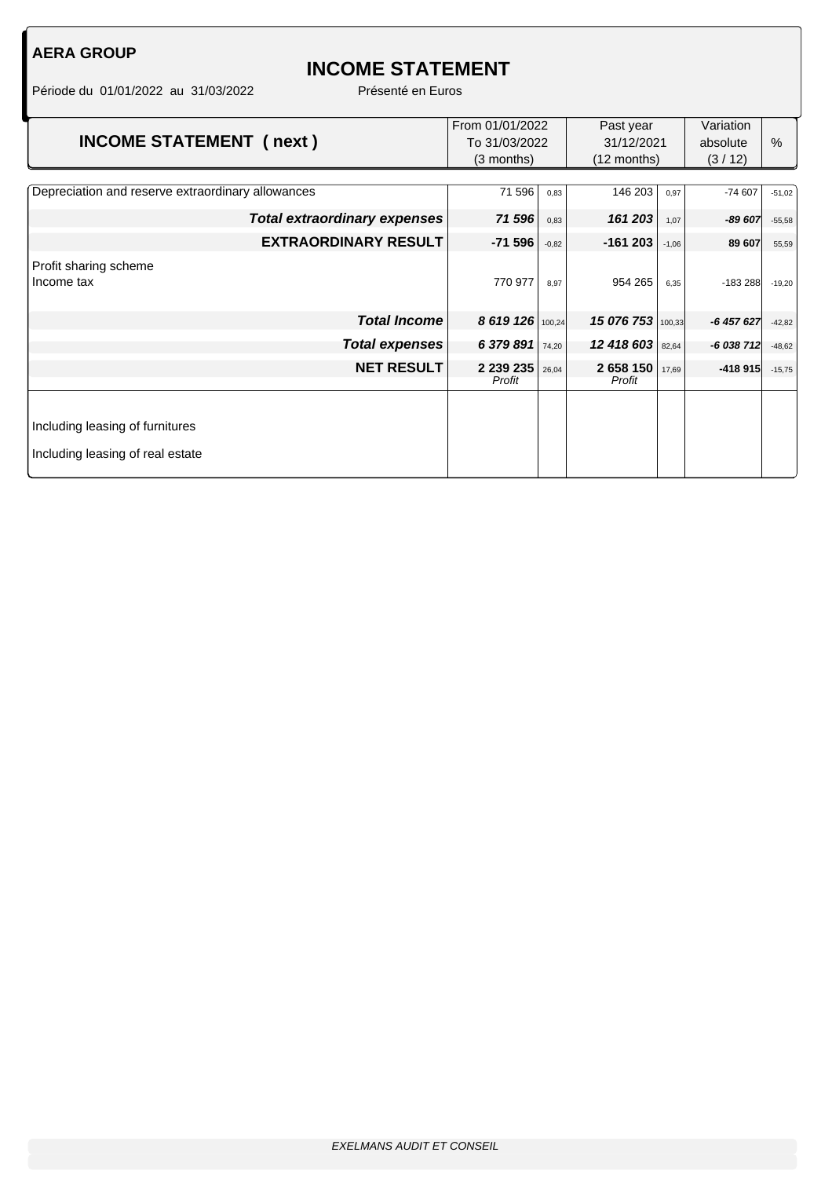**AERA GROUP**

# INCOME STATEMENT

Période du 01/01/2022 au 31/03/2022 Présenté en Euros

| INCOME STATEMENT ( next ) | From 01/01/2022 To 31/03/2022 (3 months) | | Past year 31/12/2021 (12 months) | | Variation absolute (3 / 12) | % |
|---|---|---|---|---|---|---|
| Depreciation and reserve extraordinary allowances | 71 596 | 0,83 | 146 203 | 0,97 | -74 607 | -51,02 |
| ***Total extraordinary expenses*** | ***71 596*** | 0,83 | ***161 203*** | 1,07 | ***-89 607*** | -55,58 |
| **EXTRAORDINARY RESULT** | **-71 596** | -0,82 | **-161 203** | -1,06 | **89 607** | 55,59 |
| Profit sharing scheme | | | | | | |
| Income tax | 770 977 | 8,97 | 954 265 | 6,35 | -183 288 | -19,20 |
| ***Total Income*** | ***8 619 126*** | 100,24 | ***15 076 753*** | 100,33 | ***-6 457 627*** | -42,82 |
| ***Total expenses*** | ***6 379 891*** | 74,20 | ***12 418 603*** | 82,64 | ***-6 038 712*** | -48,62 |
| **NET RESULT** | **2 239 235** *Profit* | 26,04 | **2 658 150** *Profit* | 17,69 | **-418 915** | -15,75 |
| Including leasing of furnitures | | | | | | |
| Including leasing of real estate | | | | | | |

*EXELMANS AUDIT ET CONSEIL*